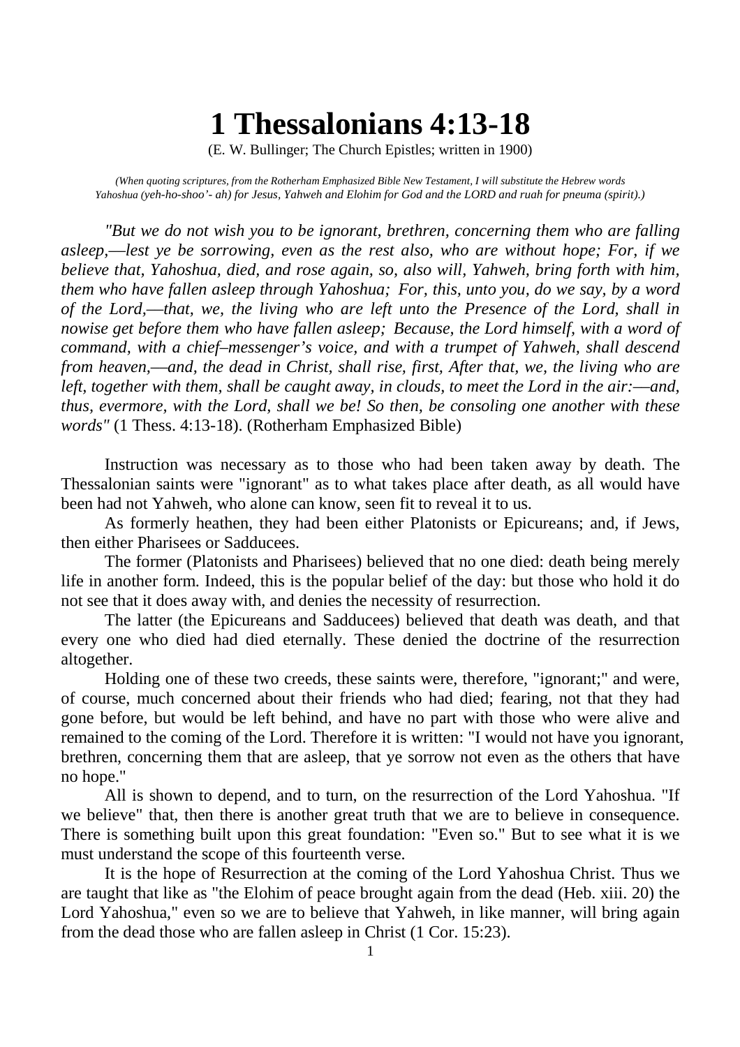# 1 Thessalonians 4:13-18

(E. W. Bullinger; The Church Epistles; written in 1900)

*(When quoting scriptures, from the Rotherham Emphasized Bible New Testament, I will substitute the Hebrew words Yahoshua (yeh-ho-shoo'- ah) for Jesus, Yahweh and Elohim for God and the LORD and ruah for pneuma (spirit).)*

*"But we do not wish you to be ignorant, brethren, concerning them who are falling asleep,—lest ye be sorrowing, even as the rest also, who are without hope; For, if we believe that, Yahoshua, died, and rose again, so, also will, Yahweh, bring forth with him, them who have fallen asleep through Yahoshua; For, this, unto you, do we say, by a word of the Lord,—that, we, the living who are left unto the Presence of the Lord, shall in nowise get before them who have fallen asleep; Because, the Lord himself, with a word of command, with a chief–messenger's voice, and with a trumpet of Yahweh, shall descend from heaven,—and, the dead in Christ, shall rise, first, After that, we, the living who are left, together with them, shall be caught away, in clouds, to meet the Lord in the air:—and, thus, evermore, with the Lord, shall we be! So then, be consoling one another with these words"* (1 Thess. 4:13-18). (Rotherham Emphasized Bible)

Instruction was necessary as to those who had been taken away by death. The Thessalonian saints were "ignorant" as to what takes place after death, as all would have been had not Yahweh, who alone can know, seen fit to reveal it to us.

As formerly heathen, they had been either Platonists or Epicureans; and, if Jews, then either Pharisees or Sadducees.

The former (Platonists and Pharisees) believed that no one died: death being merely life in another form. Indeed, this is the popular belief of the day: but those who hold it do not see that it does away with, and denies the necessity of resurrection.

The latter (the Epicureans and Sadducees) believed that death was death, and that every one who died had died eternally. These denied the doctrine of the resurrection altogether.

Holding one of these two creeds, these saints were, therefore, "ignorant;" and were, of course, much concerned about their friends who had died; fearing, not that they had gone before, but would be left behind, and have no part with those who were alive and remained to the coming of the Lord. Therefore it is written: "I would not have you ignorant, brethren, concerning them that are asleep, that ye sorrow not even as the others that have no hope."

All is shown to depend, and to turn, on the resurrection of the Lord Yahoshua. "If we believe" that, then there is another great truth that we are to believe in consequence. There is something built upon this great foundation: "Even so." But to see what it is we must understand the scope of this fourteenth verse.

It is the hope of Resurrection at the coming of the Lord Yahoshua Christ. Thus we are taught that like as "the Elohim of peace brought again from the dead (Heb. xiii. 20) the Lord Yahoshua," even so we are to believe that Yahweh, in like manner, will bring again from the dead those who are fallen asleep in Christ (1 Cor. 15:23).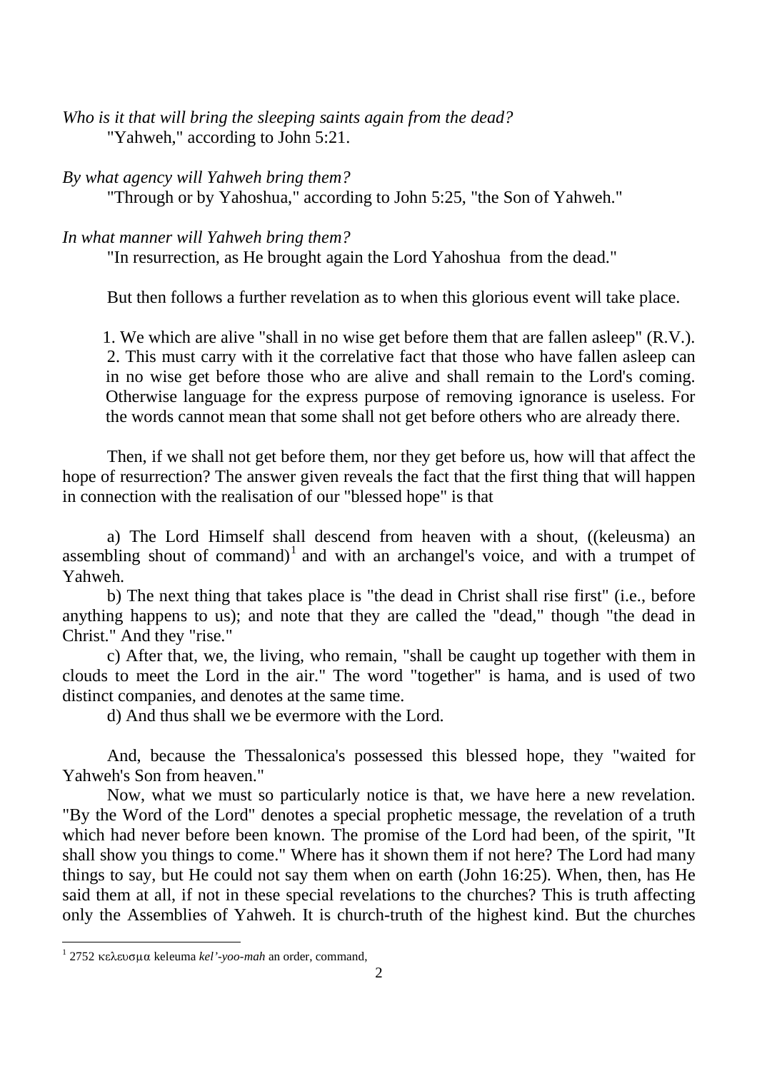*Who is it that will bring the sleeping saints again from the dead?*

"Yahweh," according to John 5:21.

*By what agency will Yahweh bring them?*

"Through or by Yahoshua," according to John 5:25, "the Son of Yahweh."

*In what manner will Yahweh bring them?*

"In resurrection, as He brought again the Lord Yahoshua from the dead."

But then follows a further revelation as to when this glorious event will take place.

1. We which are alive "shall in no wise get before them that are fallen asleep" (R.V.).
2. This must carry with it the correlative fact that those who have fallen asleep can in no wise get before those who are alive and shall remain to the Lord's coming. Otherwise language for the express purpose of removing ignorance is useless. For the words cannot mean that some shall not get before others who are already there.

Then, if we shall not get before them, nor they get before us, how will that affect the hope of resurrection? The answer given reveals the fact that the first thing that will happen in connection with the realisation of our "blessed hope" is that

a) The Lord Himself shall descend from heaven with a shout, ((keleusma) an assembling shout of command)[1] and with an archangel's voice, and with a trumpet of Yahweh.

b) The next thing that takes place is "the dead in Christ shall rise first" (i.e., before anything happens to us); and note that they are called the "dead," though "the dead in Christ." And they "rise."

c) After that, we, the living, who remain, "shall be caught up together with them in clouds to meet the Lord in the air." The word "together" is hama, and is used of two distinct companies, and denotes at the same time.

d) And thus shall we be evermore with the Lord.

And, because the Thessalonica's possessed this blessed hope, they "waited for Yahweh's Son from heaven."

Now, what we must so particularly notice is that, we have here a new revelation. "By the Word of the Lord" denotes a special prophetic message, the revelation of a truth which had never before been known. The promise of the Lord had been, of the spirit, "It shall show you things to come." Where has it shown them if not here? The Lord had many things to say, but He could not say them when on earth (John 16:25). When, then, has He said them at all, if not in these special revelations to the churches? This is truth affecting only the Assemblies of Yahweh. It is church-truth of the highest kind. But the churches

---

[1] 2752 κελευσμα keleuma *kel'-yoo-mah* an order, command,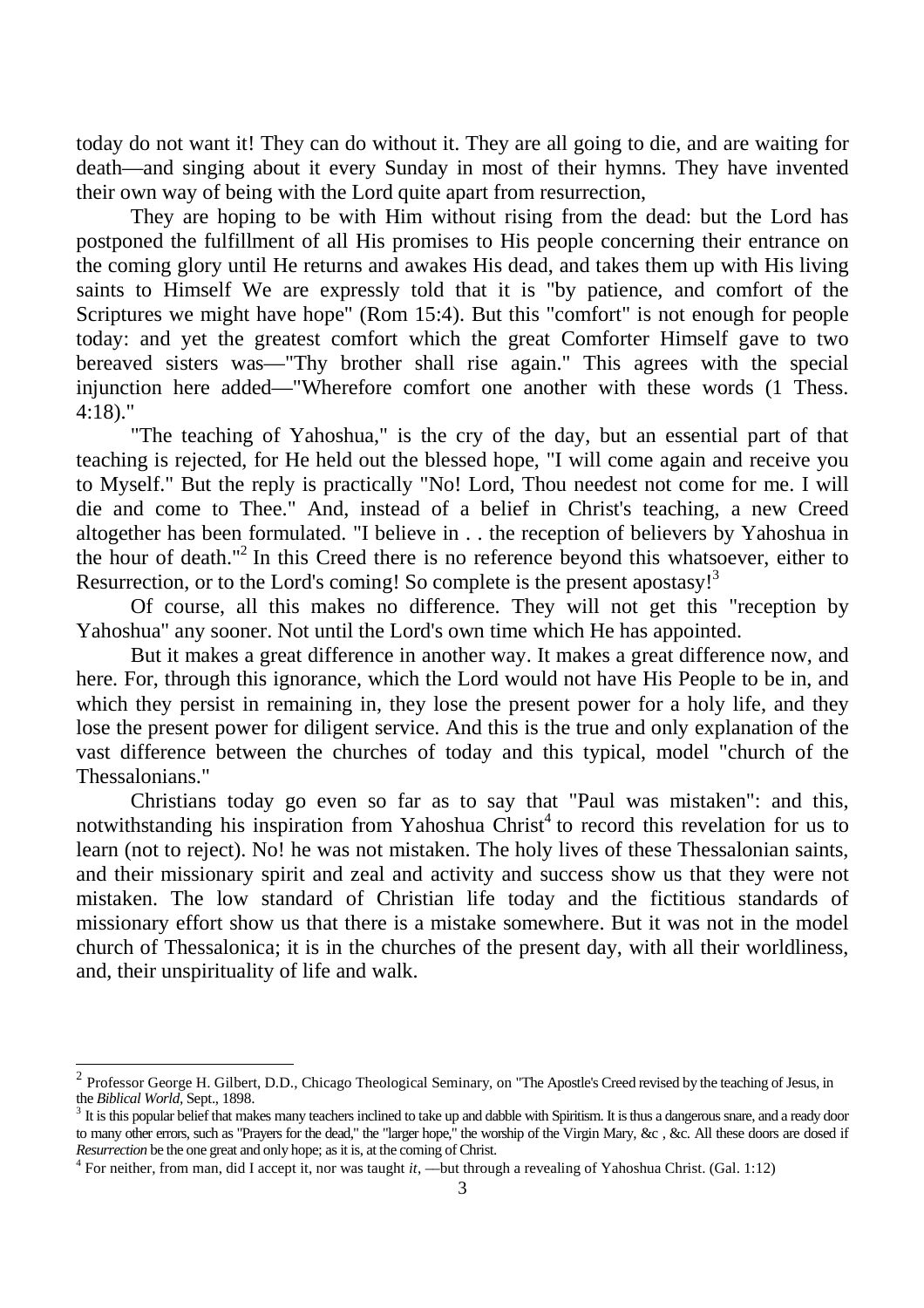today do not want it! They can do without it. They are all going to die, and are waiting for death—and singing about it every Sunday in most of their hymns. They have invented their own way of being with the Lord quite apart from resurrection,

They are hoping to be with Him without rising from the dead: but the Lord has postponed the fulfillment of all His promises to His people concerning their entrance on the coming glory until He returns and awakes His dead, and takes them up with His living saints to Himself We are expressly told that it is "by patience, and comfort of the Scriptures we might have hope" (Rom 15:4). But this "comfort" is not enough for people today: and yet the greatest comfort which the great Comforter Himself gave to two bereaved sisters was—"Thy brother shall rise again." This agrees with the special injunction here added—"Wherefore comfort one another with these words (1 Thess. 4:18)."

"The teaching of Yahoshua," is the cry of the day, but an essential part of that teaching is rejected, for He held out the blessed hope, "I will come again and receive you to Myself." But the reply is practically "No! Lord, Thou needest not come for me. I will die and come to Thee." And, instead of a belief in Christ's teaching, a new Creed altogether has been formulated. "I believe in . . the reception of believers by Yahoshua in the hour of death."[2] In this Creed there is no reference beyond this whatsoever, either to Resurrection, or to the Lord's coming! So complete is the present apostasy![3]

Of course, all this makes no difference. They will not get this "reception by Yahoshua" any sooner. Not until the Lord's own time which He has appointed.

But it makes a great difference in another way. It makes a great difference now, and here. For, through this ignorance, which the Lord would not have His People to be in, and which they persist in remaining in, they lose the present power for a holy life, and they lose the present power for diligent service. And this is the true and only explanation of the vast difference between the churches of today and this typical, model "church of the Thessalonians."

Christians today go even so far as to say that "Paul was mistaken": and this, notwithstanding his inspiration from Yahoshua Christ[4] to record this revelation for us to learn (not to reject). No! he was not mistaken. The holy lives of these Thessalonian saints, and their missionary spirit and zeal and activity and success show us that they were not mistaken. The low standard of Christian life today and the fictitious standards of missionary effort show us that there is a mistake somewhere. But it was not in the model church of Thessalonica; it is in the churches of the present day, with all their worldliness, and, their unspirituality of life and walk.

---

[2] Professor George H. Gilbert, D.D., Chicago Theological Seminary, on "The Apostle's Creed revised by the teaching of Jesus, in the *Biblical World*, Sept., 1898.

[3] It is this popular belief that makes many teachers inclined to take up and dabble with Spiritism. It is thus a dangerous snare, and a ready door to many other errors, such as "Prayers for the dead," the "larger hope," the worship of the Virgin Mary, &c , &c. All these doors are dosed if *Resurrection* be the one great and only hope; as it is, at the coming of Christ.

[4] For neither, from man, did I accept it, nor was taught *it*, —but through a revealing of Yahoshua Christ. (Gal. 1:12)